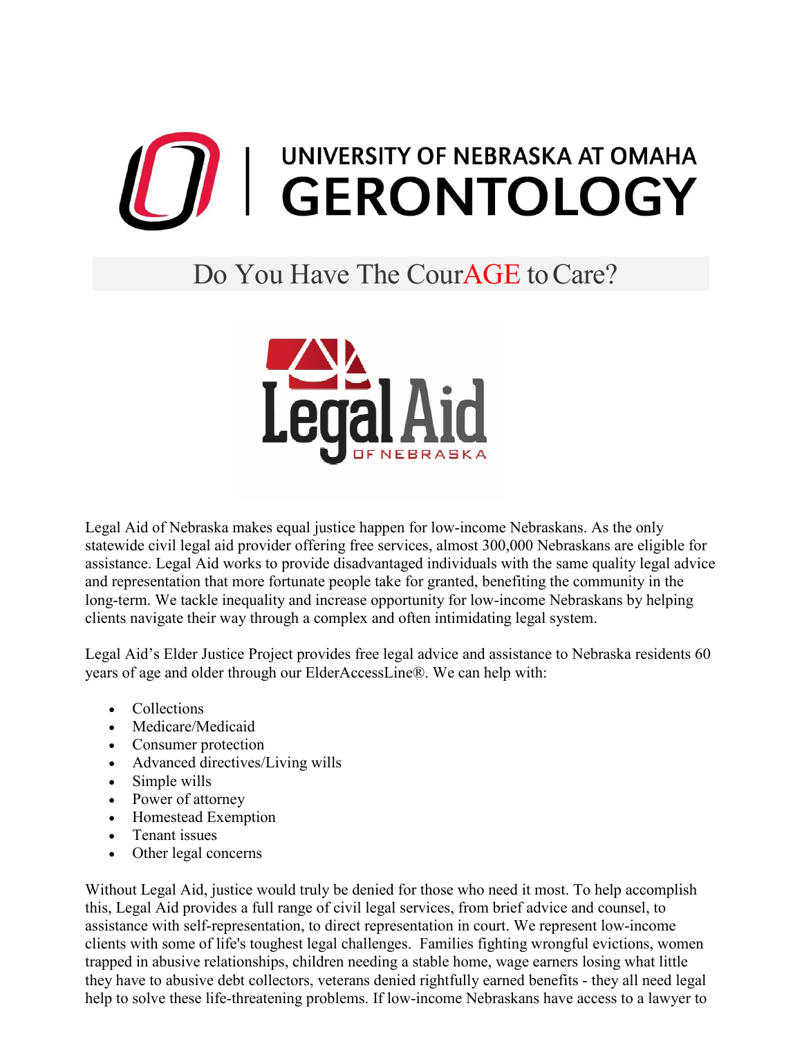# UNIVERSITY OF NEBRASKA AT OMAHA GERONTOLOGY

## Do You Have The CourAGE to Care?

Legal Aid OF NEBRASKA

Legal Aid of Nebraska makes equal justice happen for low-income Nebraskans. As the only statewide civil legal aid provider offering free services, almost 300,000 Nebraskans are eligible for assistance. Legal Aid works to provide disadvantaged individuals with the same quality legal advice and representation that more fortunate people take for granted, benefiting the community in the long-term. We tackle inequality and increase opportunity for low-income Nebraskans by helping clients navigate their way through a complex and often intimidating legal system.

Legal Aid's Elder Justice Project provides free legal advice and assistance to Nebraska residents 60 years of age and older through our ElderAccessLine®. We can help with:

- Collections
- Medicare/Medicaid
- Consumer protection
- Advanced directives/Living wills
- Simple wills
- Power of attorney
- Homestead Exemption
- Tenant issues
- Other legal concerns

Without Legal Aid, justice would truly be denied for those who need it most. To help accomplish this, Legal Aid provides a full range of civil legal services, from brief advice and counsel, to assistance with self-representation, to direct representation in court. We represent low-income clients with some of life's toughest legal challenges. Families fighting wrongful evictions, women trapped in abusive relationships, children needing a stable home, wage earners losing what little they have to abusive debt collectors, veterans denied rightfully earned benefits - they all need legal help to solve these life-threatening problems. If low-income Nebraskans have access to a lawyer to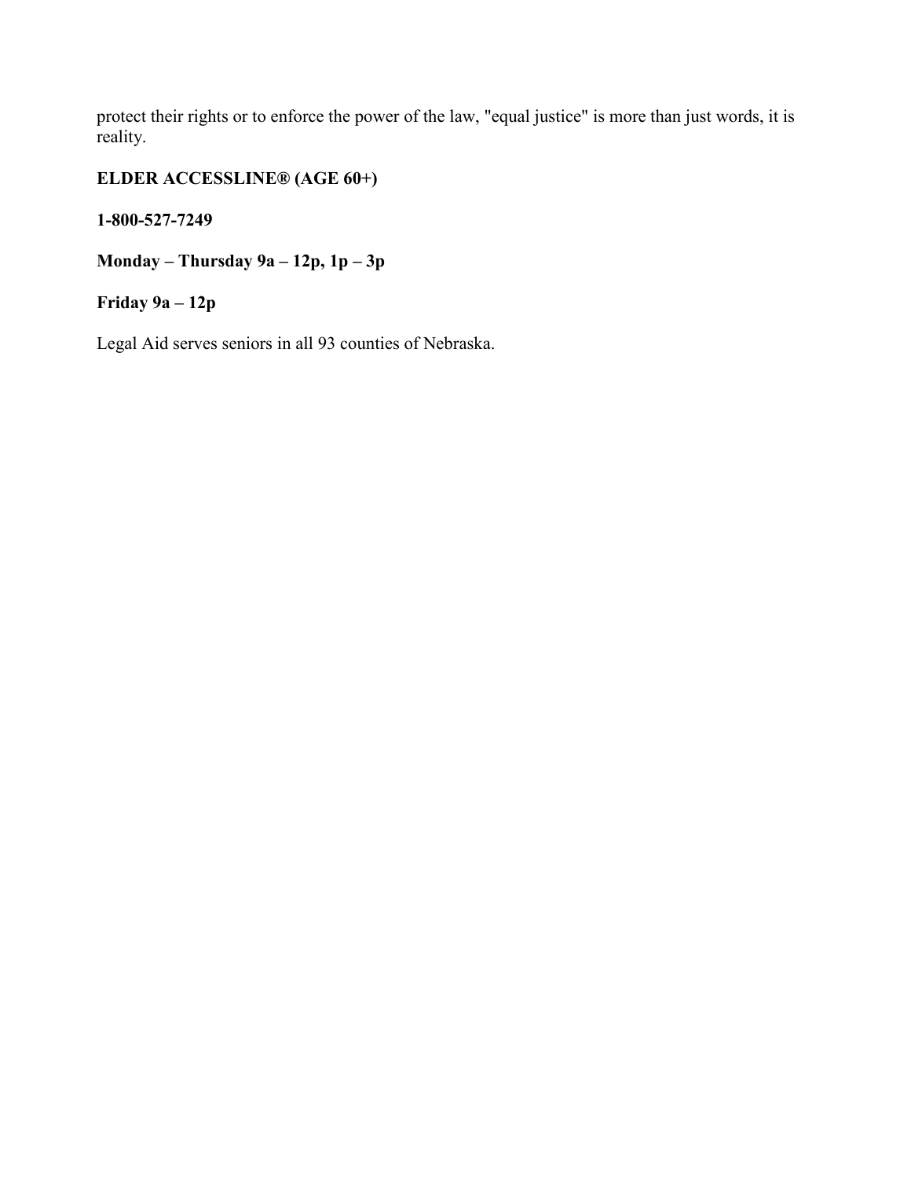protect their rights or to enforce the power of the law, "equal justice" is more than just words, it is reality.

**ELDER ACCESSLINE® (AGE 60+)**

**1-800-527-7249**

**Monday – Thursday 9a – 12p, 1p – 3p**

**Friday 9a – 12p**

Legal Aid serves seniors in all 93 counties of Nebraska.